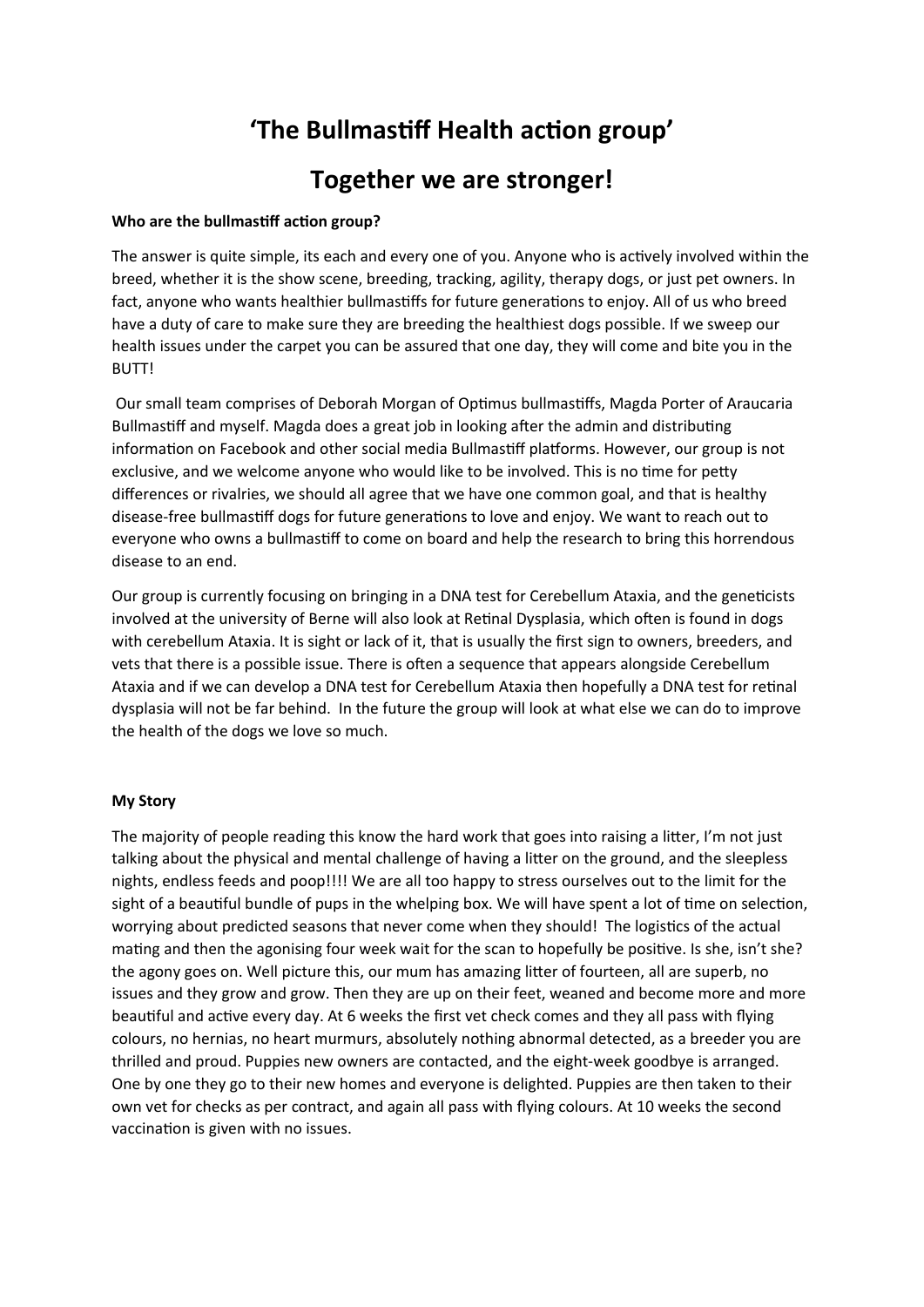# 'The Bullmastiff Health action group'

# Together we are stronger!

**Who are the bullmastiff action group?**

The answer is quite simple, its each and every one of you. Anyone who is actively involved within the breed, whether it is the show scene, breeding, tracking, agility, therapy dogs, or just pet owners. In fact, anyone who wants healthier bullmastiffs for future generations to enjoy. All of us who breed have a duty of care to make sure they are breeding the healthiest dogs possible. If we sweep our health issues under the carpet you can be assured that one day, they will come and bite you in the BUTT!

Our small team comprises of Deborah Morgan of Optimus bullmastiffs, Magda Porter of Araucaria Bullmastiff and myself. Magda does a great job in looking after the admin and distributing information on Facebook and other social media Bullmastiff platforms. However, our group is not exclusive, and we welcome anyone who would like to be involved. This is no time for petty differences or rivalries, we should all agree that we have one common goal, and that is healthy disease-free bullmastiff dogs for future generations to love and enjoy. We want to reach out to everyone who owns a bullmastiff to come on board and help the research to bring this horrendous disease to an end.

Our group is currently focusing on bringing in a DNA test for Cerebellum Ataxia, and the geneticists involved at the university of Berne will also look at Retinal Dysplasia, which often is found in dogs with cerebellum Ataxia. It is sight or lack of it, that is usually the first sign to owners, breeders, and vets that there is a possible issue. There is often a sequence that appears alongside Cerebellum Ataxia and if we can develop a DNA test for Cerebellum Ataxia then hopefully a DNA test for retinal dysplasia will not be far behind. In the future the group will look at what else we can do to improve the health of the dogs we love so much.

**My Story**

The majority of people reading this know the hard work that goes into raising a litter, I'm not just talking about the physical and mental challenge of having a litter on the ground, and the sleepless nights, endless feeds and poop!!!! We are all too happy to stress ourselves out to the limit for the sight of a beautiful bundle of pups in the whelping box. We will have spent a lot of time on selection, worrying about predicted seasons that never come when they should! The logistics of the actual mating and then the agonising four week wait for the scan to hopefully be positive. Is she, isn't she? the agony goes on. Well picture this, our mum has amazing litter of fourteen, all are superb, no issues and they grow and grow. Then they are up on their feet, weaned and become more and more beautiful and active every day. At 6 weeks the first vet check comes and they all pass with flying colours, no hernias, no heart murmurs, absolutely nothing abnormal detected, as a breeder you are thrilled and proud. Puppies new owners are contacted, and the eight-week goodbye is arranged. One by one they go to their new homes and everyone is delighted. Puppies are then taken to their own vet for checks as per contract, and again all pass with flying colours. At 10 weeks the second vaccination is given with no issues.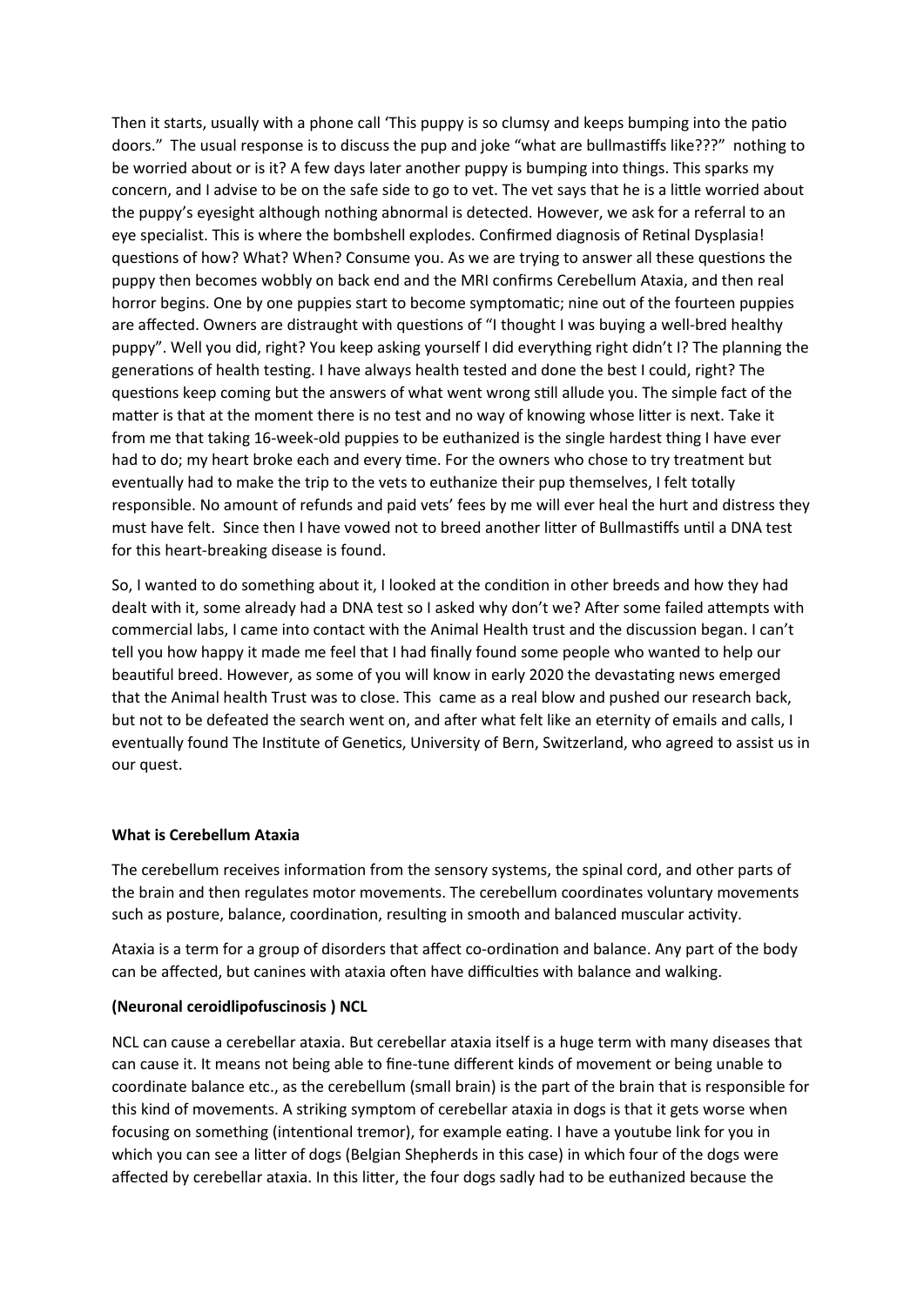Then it starts, usually with a phone call 'This puppy is so clumsy and keeps bumping into the patio doors." The usual response is to discuss the pup and joke "what are bullmastiffs like???" nothing to be worried about or is it? A few days later another puppy is bumping into things. This sparks my concern, and I advise to be on the safe side to go to vet. The vet says that he is a little worried about the puppy's eyesight although nothing abnormal is detected. However, we ask for a referral to an eye specialist. This is where the bombshell explodes. Confirmed diagnosis of Retinal Dysplasia! questions of how? What? When? Consume you. As we are trying to answer all these questions the puppy then becomes wobbly on back end and the MRI confirms Cerebellum Ataxia, and then real horror begins. One by one puppies start to become symptomatic; nine out of the fourteen puppies are affected. Owners are distraught with questions of "I thought I was buying a well-bred healthy puppy". Well you did, right? You keep asking yourself I did everything right didn't I? The planning the generations of health testing. I have always health tested and done the best I could, right? The questions keep coming but the answers of what went wrong still allude you. The simple fact of the matter is that at the moment there is no test and no way of knowing whose litter is next. Take it from me that taking 16-week-old puppies to be euthanized is the single hardest thing I have ever had to do; my heart broke each and every time. For the owners who chose to try treatment but eventually had to make the trip to the vets to euthanize their pup themselves, I felt totally responsible. No amount of refunds and paid vets' fees by me will ever heal the hurt and distress they must have felt. Since then I have vowed not to breed another litter of Bullmastiffs until a DNA test for this heart-breaking disease is found.

So, I wanted to do something about it, I looked at the condition in other breeds and how they had dealt with it, some already had a DNA test so I asked why don't we? After some failed attempts with commercial labs, I came into contact with the Animal Health trust and the discussion began. I can't tell you how happy it made me feel that I had finally found some people who wanted to help our beautiful breed. However, as some of you will know in early 2020 the devastating news emerged that the Animal health Trust was to close. This came as a real blow and pushed our research back, but not to be defeated the search went on, and after what felt like an eternity of emails and calls, I eventually found The Institute of Genetics, University of Bern, Switzerland, who agreed to assist us in our quest.

**What is Cerebellum Ataxia**

The cerebellum receives information from the sensory systems, the spinal cord, and other parts of the brain and then regulates motor movements. The cerebellum coordinates voluntary movements such as posture, balance, coordination, resulting in smooth and balanced muscular activity.

Ataxia is a term for a group of disorders that affect co-ordination and balance. Any part of the body can be affected, but canines with ataxia often have difficulties with balance and walking.

**(Neuronal ceroidlipofuscinosis ) NCL**

NCL can cause a cerebellar ataxia. But cerebellar ataxia itself is a huge term with many diseases that can cause it. It means not being able to fine-tune different kinds of movement or being unable to coordinate balance etc., as the cerebellum (small brain) is the part of the brain that is responsible for this kind of movements. A striking symptom of cerebellar ataxia in dogs is that it gets worse when focusing on something (intentional tremor), for example eating. I have a youtube link for you in which you can see a litter of dogs (Belgian Shepherds in this case) in which four of the dogs were affected by cerebellar ataxia. In this litter, the four dogs sadly had to be euthanized because the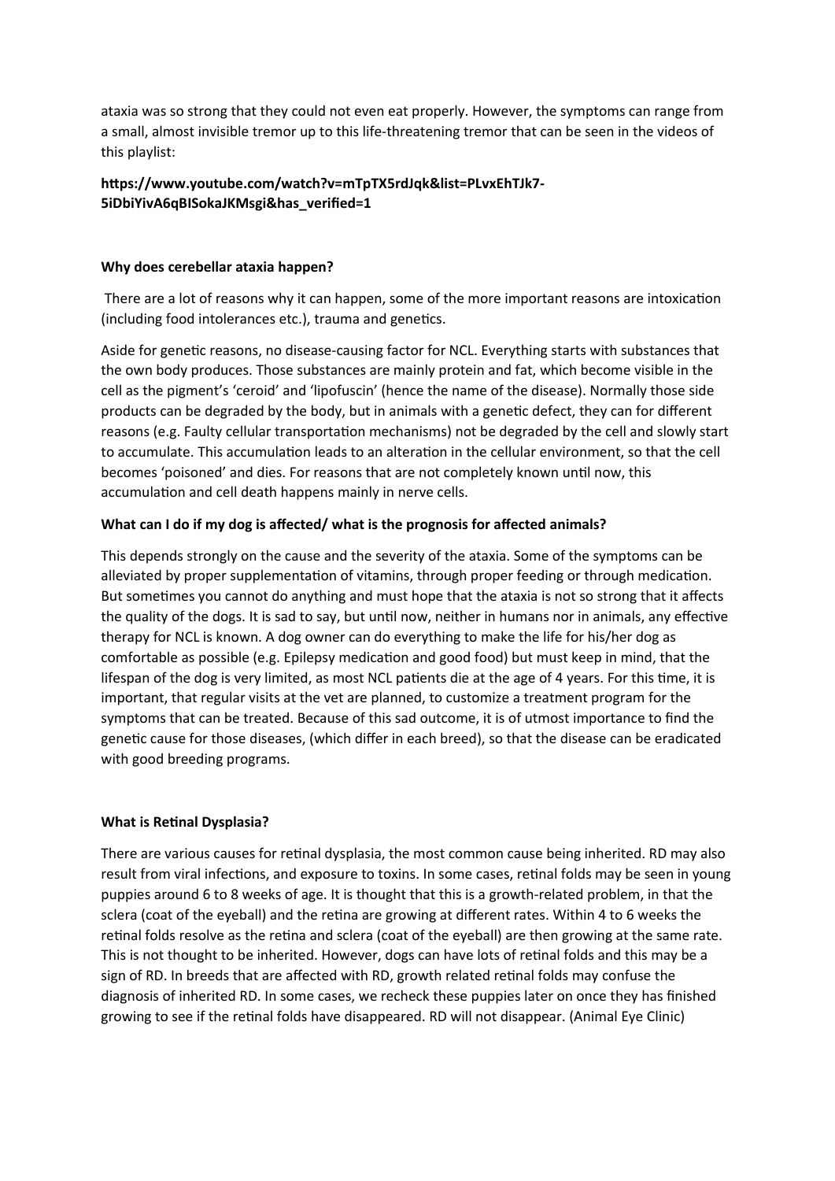ataxia was so strong that they could not even eat properly. However, the symptoms can range from a small, almost invisible tremor up to this life-threatening tremor that can be seen in the videos of this playlist:

**https://www.youtube.com/watch?v=mTpTX5rdJqk&list=PLvxEhTJk7-5iDbiYivA6qBISokaJKMsgi&has_verified=1**

**Why does cerebellar ataxia happen?**

There are a lot of reasons why it can happen, some of the more important reasons are intoxication (including food intolerances etc.), trauma and genetics.

Aside for genetic reasons, no disease-causing factor for NCL. Everything starts with substances that the own body produces. Those substances are mainly protein and fat, which become visible in the cell as the pigment's 'ceroid' and 'lipofuscin' (hence the name of the disease). Normally those side products can be degraded by the body, but in animals with a genetic defect, they can for different reasons (e.g. Faulty cellular transportation mechanisms) not be degraded by the cell and slowly start to accumulate. This accumulation leads to an alteration in the cellular environment, so that the cell becomes 'poisoned' and dies. For reasons that are not completely known until now, this accumulation and cell death happens mainly in nerve cells.

**What can I do if my dog is affected/ what is the prognosis for affected animals?**

This depends strongly on the cause and the severity of the ataxia. Some of the symptoms can be alleviated by proper supplementation of vitamins, through proper feeding or through medication. But sometimes you cannot do anything and must hope that the ataxia is not so strong that it affects the quality of the dogs. It is sad to say, but until now, neither in humans nor in animals, any effective therapy for NCL is known. A dog owner can do everything to make the life for his/her dog as comfortable as possible (e.g. Epilepsy medication and good food) but must keep in mind, that the lifespan of the dog is very limited, as most NCL patients die at the age of 4 years. For this time, it is important, that regular visits at the vet are planned, to customize a treatment program for the symptoms that can be treated. Because of this sad outcome, it is of utmost importance to find the genetic cause for those diseases, (which differ in each breed), so that the disease can be eradicated with good breeding programs.

**What is Retinal Dysplasia?**

There are various causes for retinal dysplasia, the most common cause being inherited. RD may also result from viral infections, and exposure to toxins. In some cases, retinal folds may be seen in young puppies around 6 to 8 weeks of age. It is thought that this is a growth-related problem, in that the sclera (coat of the eyeball) and the retina are growing at different rates. Within 4 to 6 weeks the retinal folds resolve as the retina and sclera (coat of the eyeball) are then growing at the same rate. This is not thought to be inherited. However, dogs can have lots of retinal folds and this may be a sign of RD. In breeds that are affected with RD, growth related retinal folds may confuse the diagnosis of inherited RD. In some cases, we recheck these puppies later on once they has finished growing to see if the retinal folds have disappeared. RD will not disappear. (Animal Eye Clinic)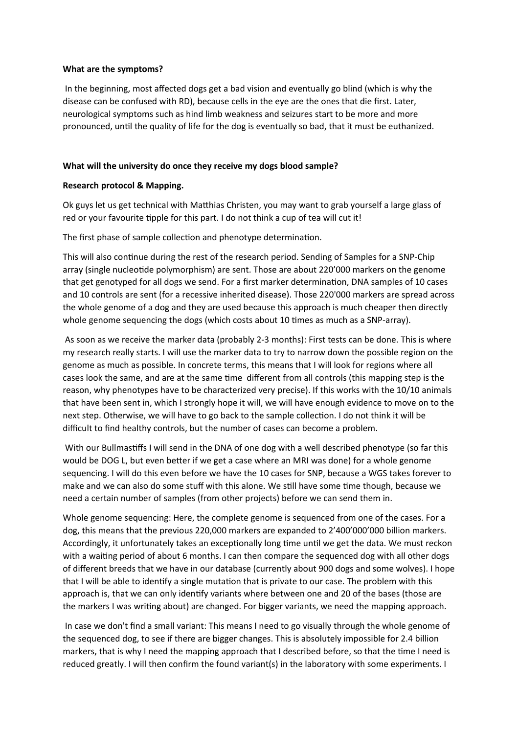**What are the symptoms?**

In the beginning, most affected dogs get a bad vision and eventually go blind (which is why the disease can be confused with RD), because cells in the eye are the ones that die first. Later, neurological symptoms such as hind limb weakness and seizures start to be more and more pronounced, until the quality of life for the dog is eventually so bad, that it must be euthanized.

**What will the university do once they receive my dogs blood sample?**

**Research protocol & Mapping.**

Ok guys let us get technical with Matthias Christen, you may want to grab yourself a large glass of red or your favourite tipple for this part. I do not think a cup of tea will cut it!

The first phase of sample collection and phenotype determination.

This will also continue during the rest of the research period. Sending of Samples for a SNP-Chip array (single nucleotide polymorphism) are sent. Those are about 220'000 markers on the genome that get genotyped for all dogs we send. For a first marker determination, DNA samples of 10 cases and 10 controls are sent (for a recessive inherited disease). Those 220'000 markers are spread across the whole genome of a dog and they are used because this approach is much cheaper then directly whole genome sequencing the dogs (which costs about 10 times as much as a SNP-array).

As soon as we receive the marker data (probably 2-3 months): First tests can be done. This is where my research really starts. I will use the marker data to try to narrow down the possible region on the genome as much as possible. In concrete terms, this means that I will look for regions where all cases look the same, and are at the same time different from all controls (this mapping step is the reason, why phenotypes have to be characterized very precise). If this works with the 10/10 animals that have been sent in, which I strongly hope it will, we will have enough evidence to move on to the next step. Otherwise, we will have to go back to the sample collection. I do not think it will be difficult to find healthy controls, but the number of cases can become a problem.

With our Bullmastiffs I will send in the DNA of one dog with a well described phenotype (so far this would be DOG L, but even better if we get a case where an MRI was done) for a whole genome sequencing. I will do this even before we have the 10 cases for SNP, because a WGS takes forever to make and we can also do some stuff with this alone. We still have some time though, because we need a certain number of samples (from other projects) before we can send them in.

Whole genome sequencing: Here, the complete genome is sequenced from one of the cases. For a dog, this means that the previous 220,000 markers are expanded to 2'400'000'000 billion markers. Accordingly, it unfortunately takes an exceptionally long time until we get the data. We must reckon with a waiting period of about 6 months. I can then compare the sequenced dog with all other dogs of different breeds that we have in our database (currently about 900 dogs and some wolves). I hope that I will be able to identify a single mutation that is private to our case. The problem with this approach is, that we can only identify variants where between one and 20 of the bases (those are the markers I was writing about) are changed. For bigger variants, we need the mapping approach.

In case we don't find a small variant: This means I need to go visually through the whole genome of the sequenced dog, to see if there are bigger changes. This is absolutely impossible for 2.4 billion markers, that is why I need the mapping approach that I described before, so that the time I need is reduced greatly. I will then confirm the found variant(s) in the laboratory with some experiments. I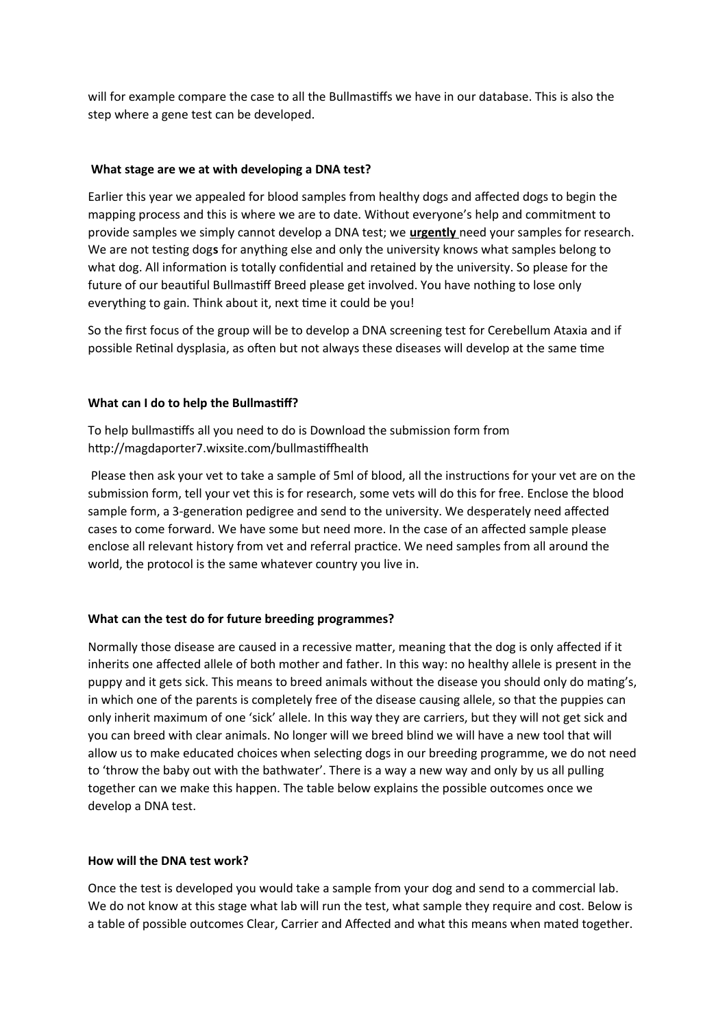will for example compare the case to all the Bullmastiffs we have in our database. This is also the step where a gene test can be developed.

### What stage are we at with developing a DNA test?

Earlier this year we appealed for blood samples from healthy dogs and affected dogs to begin the mapping process and this is where we are to date. Without everyone's help and commitment to provide samples we simply cannot develop a DNA test; we **urgently** need your samples for research. We are not testing dog**s** for anything else and only the university knows what samples belong to what dog. All information is totally confidential and retained by the university. So please for the future of our beautiful Bullmastiff Breed please get involved. You have nothing to lose only everything to gain. Think about it, next time it could be you!

So the first focus of the group will be to develop a DNA screening test for Cerebellum Ataxia and if possible Retinal dysplasia, as often but not always these diseases will develop at the same time

### What can I do to help the Bullmastiff?

To help bullmastiffs all you need to do is Download the submission form from http://magdaporter7.wixsite.com/bullmastiffhealth

Please then ask your vet to take a sample of 5ml of blood, all the instructions for your vet are on the submission form, tell your vet this is for research, some vets will do this for free. Enclose the blood sample form, a 3-generation pedigree and send to the university. We desperately need affected cases to come forward. We have some but need more. In the case of an affected sample please enclose all relevant history from vet and referral practice. We need samples from all around the world, the protocol is the same whatever country you live in.

### What can the test do for future breeding programmes?

Normally those disease are caused in a recessive matter, meaning that the dog is only affected if it inherits one affected allele of both mother and father. In this way: no healthy allele is present in the puppy and it gets sick. This means to breed animals without the disease you should only do mating's, in which one of the parents is completely free of the disease causing allele, so that the puppies can only inherit maximum of one 'sick' allele. In this way they are carriers, but they will not get sick and you can breed with clear animals. No longer will we breed blind we will have a new tool that will allow us to make educated choices when selecting dogs in our breeding programme, we do not need to 'throw the baby out with the bathwater'. There is a way a new way and only by us all pulling together can we make this happen. The table below explains the possible outcomes once we develop a DNA test.

### How will the DNA test work?

Once the test is developed you would take a sample from your dog and send to a commercial lab. We do not know at this stage what lab will run the test, what sample they require and cost. Below is a table of possible outcomes Clear, Carrier and Affected and what this means when mated together.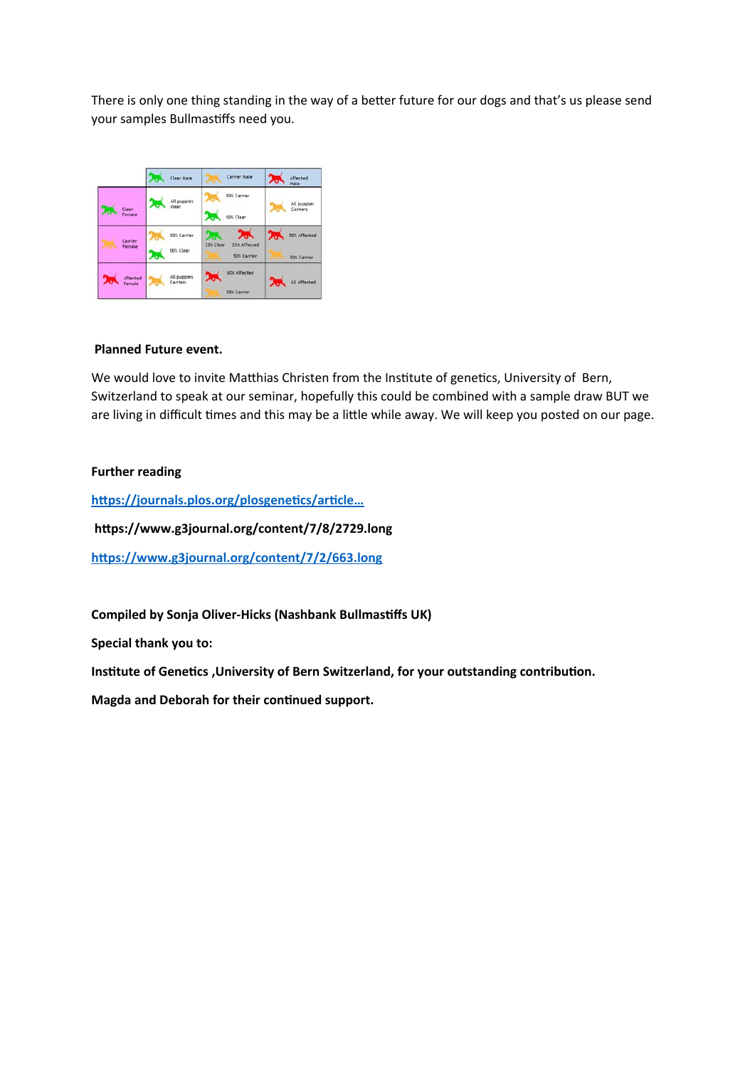There is only one thing standing in the way of a better future for our dogs and that's us please send your samples Bullmastiffs need you.

| | Clear Male | Carrier Male | Affected Male |
|---|---|---|---|
| Clear Female | All puppies clear | 50% Carrier<br>50% Clear | All puppies Carriers |
| Carrier Female | 50% Carrier<br>50% Clear | 25% Clear 25% Affected<br>50% Carrier | 50% Affected<br>50% Carrier |
| Affected Female | All puppies Carriers | 50% Affected<br>50% Carrier | All Affected |

**Planned Future event.**

We would love to invite Matthias Christen from the Institute of genetics, University of Bern, Switzerland to speak at our seminar, hopefully this could be combined with a sample draw BUT we are living in difficult times and this may be a little while away. We will keep you posted on our page.

**Further reading**

https://journals.plos.org/plosgenetics/article...

**https://www.g3journal.org/content/7/8/2729.long**

https://www.g3journal.org/content/7/2/663.long

**Compiled by Sonja Oliver-Hicks (Nashbank Bullmastiffs UK)**

**Special thank you to:**

**Institute of Genetics ,University of Bern Switzerland, for your outstanding contribution.**

**Magda and Deborah for their continued support.**